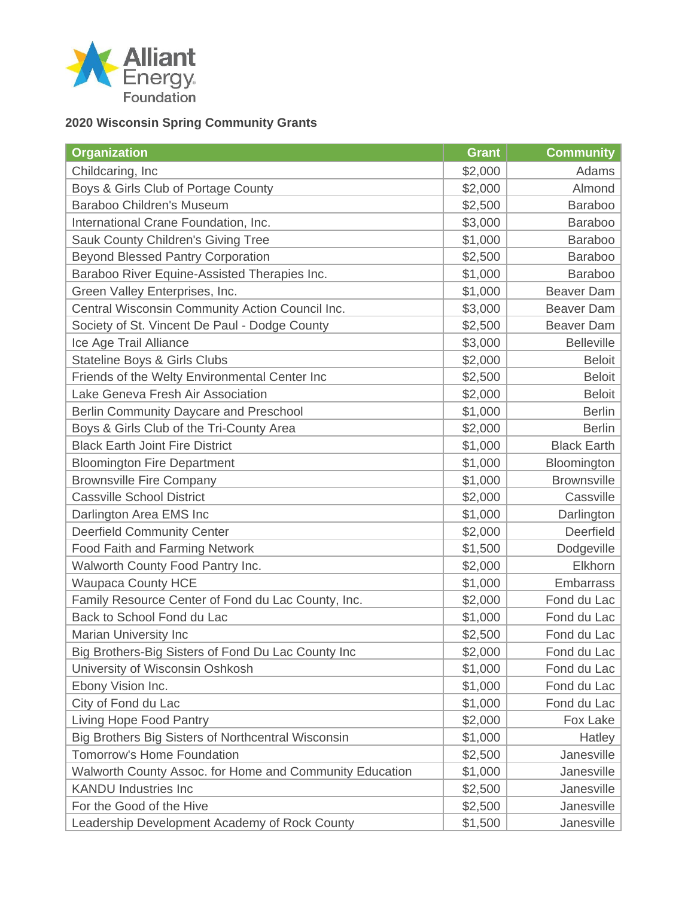Alliant Energy Foundation

## 2020 Wisconsin Spring Community Grants

| Organization | Grant | Community |
|---|---:|---:|
| Childcaring, Inc | $2,000 | Adams |
| Boys & Girls Club of Portage County | $2,000 | Almond |
| Baraboo Children's Museum | $2,500 | Baraboo |
| International Crane Foundation, Inc. | $3,000 | Baraboo |
| Sauk County Children's Giving Tree | $1,000 | Baraboo |
| Beyond Blessed Pantry Corporation | $2,500 | Baraboo |
| Baraboo River Equine-Assisted Therapies Inc. | $1,000 | Baraboo |
| Green Valley Enterprises, Inc. | $1,000 | Beaver Dam |
| Central Wisconsin Community Action Council Inc. | $3,000 | Beaver Dam |
| Society of St. Vincent De Paul - Dodge County | $2,500 | Beaver Dam |
| Ice Age Trail Alliance | $3,000 | Belleville |
| Stateline Boys & Girls Clubs | $2,000 | Beloit |
| Friends of the Welty Environmental Center Inc | $2,500 | Beloit |
| Lake Geneva Fresh Air Association | $2,000 | Beloit |
| Berlin Community Daycare and Preschool | $1,000 | Berlin |
| Boys & Girls Club of the Tri-County Area | $2,000 | Berlin |
| Black Earth Joint Fire District | $1,000 | Black Earth |
| Bloomington Fire Department | $1,000 | Bloomington |
| Brownsville Fire Company | $1,000 | Brownsville |
| Cassville School District | $2,000 | Cassville |
| Darlington Area EMS Inc | $1,000 | Darlington |
| Deerfield Community Center | $2,000 | Deerfield |
| Food Faith and Farming Network | $1,500 | Dodgeville |
| Walworth County Food Pantry Inc. | $2,000 | Elkhorn |
| Waupaca County HCE | $1,000 | Embarrass |
| Family Resource Center of Fond du Lac County, Inc. | $2,000 | Fond du Lac |
| Back to School Fond du Lac | $1,000 | Fond du Lac |
| Marian University Inc | $2,500 | Fond du Lac |
| Big Brothers-Big Sisters of Fond Du Lac County Inc | $2,000 | Fond du Lac |
| University of Wisconsin Oshkosh | $1,000 | Fond du Lac |
| Ebony Vision Inc. | $1,000 | Fond du Lac |
| City of Fond du Lac | $1,000 | Fond du Lac |
| Living Hope Food Pantry | $2,000 | Fox Lake |
| Big Brothers Big Sisters of Northcentral Wisconsin | $1,000 | Hatley |
| Tomorrow's Home Foundation | $2,500 | Janesville |
| Walworth County Assoc. for Home and Community Education | $1,000 | Janesville |
| KANDU Industries Inc | $2,500 | Janesville |
| For the Good of the Hive | $2,500 | Janesville |
| Leadership Development Academy of Rock County | $1,500 | Janesville |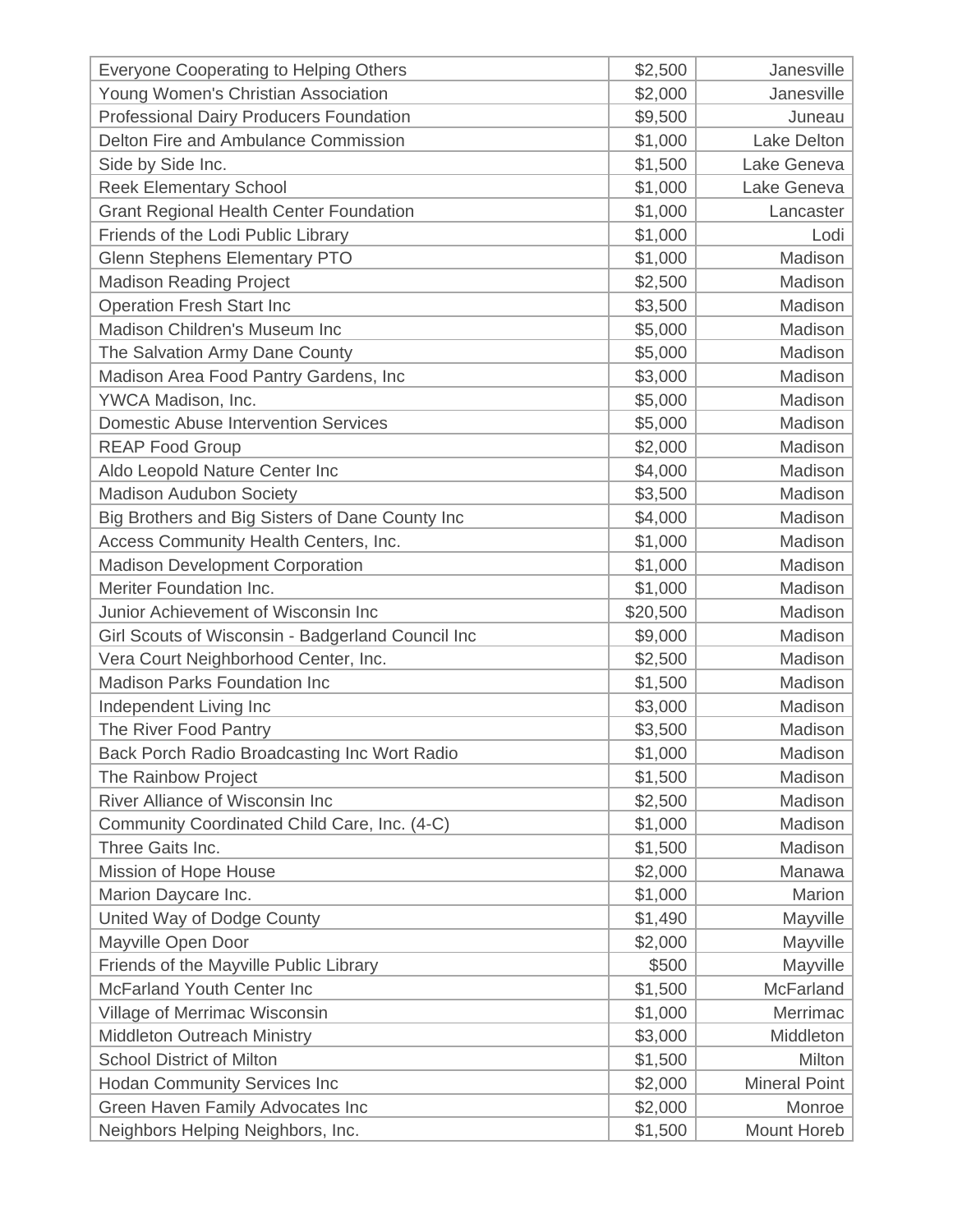| | | |
|---|---|---|
| Everyone Cooperating to Helping Others | $2,500 | Janesville |
| Young Women's Christian Association | $2,000 | Janesville |
| Professional Dairy Producers Foundation | $9,500 | Juneau |
| Delton Fire and Ambulance Commission | $1,000 | Lake Delton |
| Side by Side Inc. | $1,500 | Lake Geneva |
| Reek Elementary School | $1,000 | Lake Geneva |
| Grant Regional Health Center Foundation | $1,000 | Lancaster |
| Friends of the Lodi Public Library | $1,000 | Lodi |
| Glenn Stephens Elementary PTO | $1,000 | Madison |
| Madison Reading Project | $2,500 | Madison |
| Operation Fresh Start Inc | $3,500 | Madison |
| Madison Children's Museum Inc | $5,000 | Madison |
| The Salvation Army Dane County | $5,000 | Madison |
| Madison Area Food Pantry Gardens, Inc | $3,000 | Madison |
| YWCA Madison, Inc. | $5,000 | Madison |
| Domestic Abuse Intervention Services | $5,000 | Madison |
| REAP Food Group | $2,000 | Madison |
| Aldo Leopold Nature Center Inc | $4,000 | Madison |
| Madison Audubon Society | $3,500 | Madison |
| Big Brothers and Big Sisters of Dane County Inc | $4,000 | Madison |
| Access Community Health Centers, Inc. | $1,000 | Madison |
| Madison Development Corporation | $1,000 | Madison |
| Meriter Foundation Inc. | $1,000 | Madison |
| Junior Achievement of Wisconsin Inc | $20,500 | Madison |
| Girl Scouts of Wisconsin - Badgerland Council Inc | $9,000 | Madison |
| Vera Court Neighborhood Center, Inc. | $2,500 | Madison |
| Madison Parks Foundation Inc | $1,500 | Madison |
| Independent Living Inc | $3,000 | Madison |
| The River Food Pantry | $3,500 | Madison |
| Back Porch Radio Broadcasting Inc Wort Radio | $1,000 | Madison |
| The Rainbow Project | $1,500 | Madison |
| River Alliance of Wisconsin Inc | $2,500 | Madison |
| Community Coordinated Child Care, Inc. (4-C) | $1,000 | Madison |
| Three Gaits Inc. | $1,500 | Madison |
| Mission of Hope House | $2,000 | Manawa |
| Marion Daycare Inc. | $1,000 | Marion |
| United Way of Dodge County | $1,490 | Mayville |
| Mayville Open Door | $2,000 | Mayville |
| Friends of the Mayville Public Library | $500 | Mayville |
| McFarland Youth Center Inc | $1,500 | McFarland |
| Village of Merrimac Wisconsin | $1,000 | Merrimac |
| Middleton Outreach Ministry | $3,000 | Middleton |
| School District of Milton | $1,500 | Milton |
| Hodan Community Services Inc | $2,000 | Mineral Point |
| Green Haven Family Advocates Inc | $2,000 | Monroe |
| Neighbors Helping Neighbors, Inc. | $1,500 | Mount Horeb |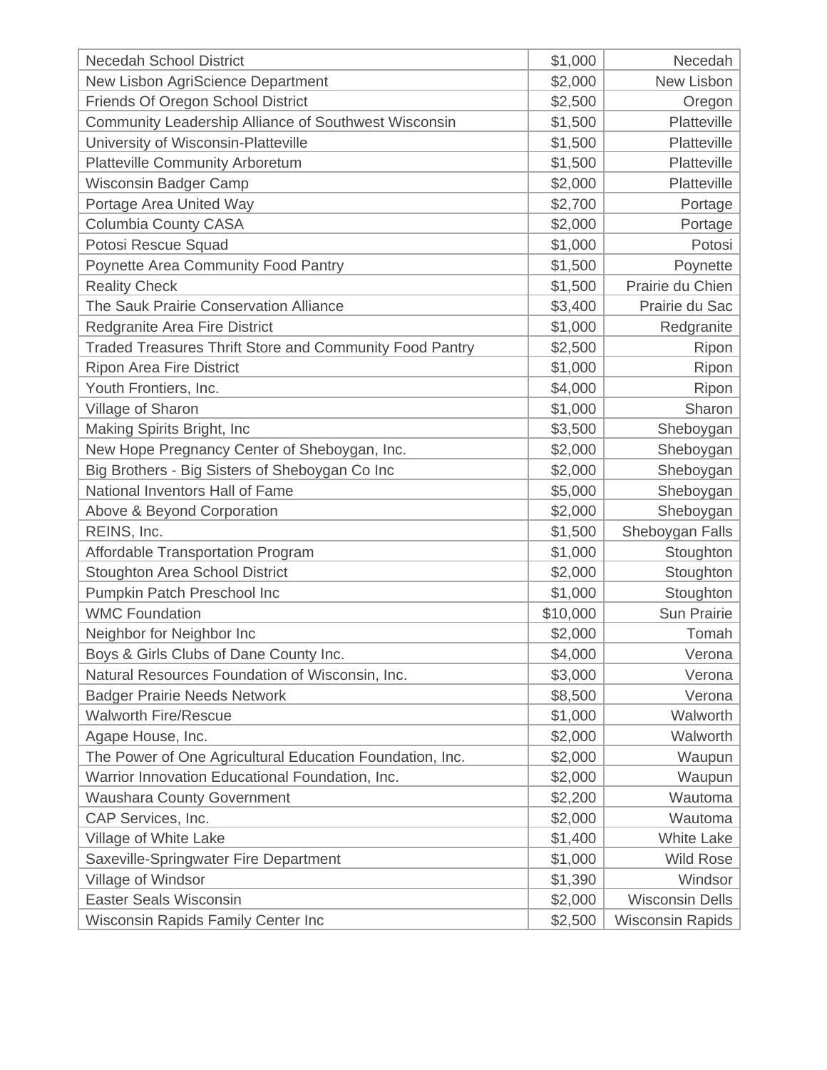| | | |
|---|---:|---:|
| Necedah School District | $1,000 | Necedah |
| New Lisbon AgriScience Department | $2,000 | New Lisbon |
| Friends Of Oregon School District | $2,500 | Oregon |
| Community Leadership Alliance of Southwest Wisconsin | $1,500 | Platteville |
| University of Wisconsin-Platteville | $1,500 | Platteville |
| Platteville Community Arboretum | $1,500 | Platteville |
| Wisconsin Badger Camp | $2,000 | Platteville |
| Portage Area United Way | $2,700 | Portage |
| Columbia County CASA | $2,000 | Portage |
| Potosi Rescue Squad | $1,000 | Potosi |
| Poynette Area Community Food Pantry | $1,500 | Poynette |
| Reality Check | $1,500 | Prairie du Chien |
| The Sauk Prairie Conservation Alliance | $3,400 | Prairie du Sac |
| Redgranite Area Fire District | $1,000 | Redgranite |
| Traded Treasures Thrift Store and Community Food Pantry | $2,500 | Ripon |
| Ripon Area Fire District | $1,000 | Ripon |
| Youth Frontiers, Inc. | $4,000 | Ripon |
| Village of Sharon | $1,000 | Sharon |
| Making Spirits Bright, Inc | $3,500 | Sheboygan |
| New Hope Pregnancy Center of Sheboygan, Inc. | $2,000 | Sheboygan |
| Big Brothers - Big Sisters of Sheboygan Co Inc | $2,000 | Sheboygan |
| National Inventors Hall of Fame | $5,000 | Sheboygan |
| Above & Beyond Corporation | $2,000 | Sheboygan |
| REINS, Inc. | $1,500 | Sheboygan Falls |
| Affordable Transportation Program | $1,000 | Stoughton |
| Stoughton Area School District | $2,000 | Stoughton |
| Pumpkin Patch Preschool Inc | $1,000 | Stoughton |
| WMC Foundation | $10,000 | Sun Prairie |
| Neighbor for Neighbor Inc | $2,000 | Tomah |
| Boys & Girls Clubs of Dane County Inc. | $4,000 | Verona |
| Natural Resources Foundation of Wisconsin, Inc. | $3,000 | Verona |
| Badger Prairie Needs Network | $8,500 | Verona |
| Walworth Fire/Rescue | $1,000 | Walworth |
| Agape House, Inc. | $2,000 | Walworth |
| The Power of One Agricultural Education Foundation, Inc. | $2,000 | Waupun |
| Warrior Innovation Educational Foundation, Inc. | $2,000 | Waupun |
| Waushara County Government | $2,200 | Wautoma |
| CAP Services, Inc. | $2,000 | Wautoma |
| Village of White Lake | $1,400 | White Lake |
| Saxeville-Springwater Fire Department | $1,000 | Wild Rose |
| Village of Windsor | $1,390 | Windsor |
| Easter Seals Wisconsin | $2,000 | Wisconsin Dells |
| Wisconsin Rapids Family Center Inc | $2,500 | Wisconsin Rapids |